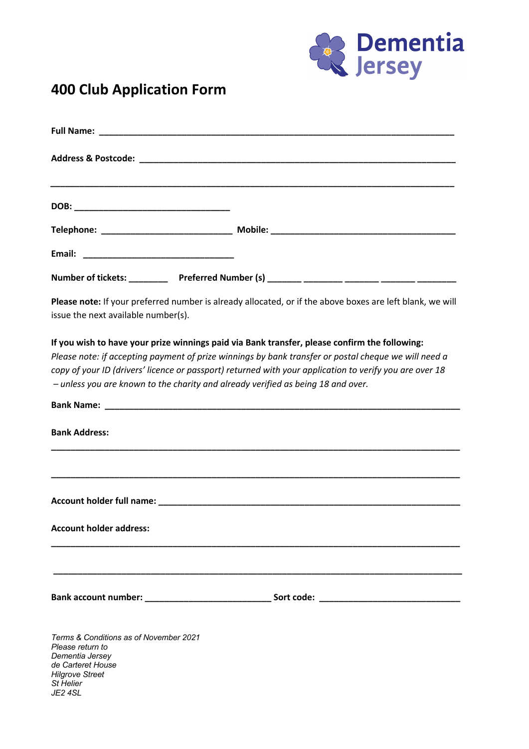Dementia Jersey

# 400 Club Application Form

**Full Name:** ___________________________________________________________________________

**Address & Postcode:** ____________________________________________________________________

_____________________________________________________________________________________

**DOB:** _________________________________

**Telephone:** ___________________________ **Mobile:** _______________________________________

**Email:** _______________________________

**Number of tickets:** ________ **Preferred Number (s)** _______ ________ _______ _______ ________

**Please note:** If your preferred number is already allocated, or if the above boxes are left blank, we will issue the next available number(s).

**If you wish to have your prize winnings paid via Bank transfer, please confirm the following:**

*Please note: if accepting payment of prize winnings by bank transfer or postal cheque we will need a copy of your ID (drivers' licence or passport) returned with your application to verify you are over 18 – unless you are known to the charity and already verified as being 18 and over.*

**Bank Name:** _____________________________________________________________________________

**Bank Address:**

_____________________________________________________________________________________

_____________________________________________________________________________________

**Account holder full name:** _______________________________________________________________

**Account holder address:**

_____________________________________________________________________________________

_____________________________________________________________________________________

**Bank account number:** __________________________ **Sort code:** _____________________________

*Terms & Conditions as of November 2021*
*Please return to*
*Dementia Jersey*
*de Carteret House*
*Hilgrove Street*
*St Helier*
*JE2 4SL*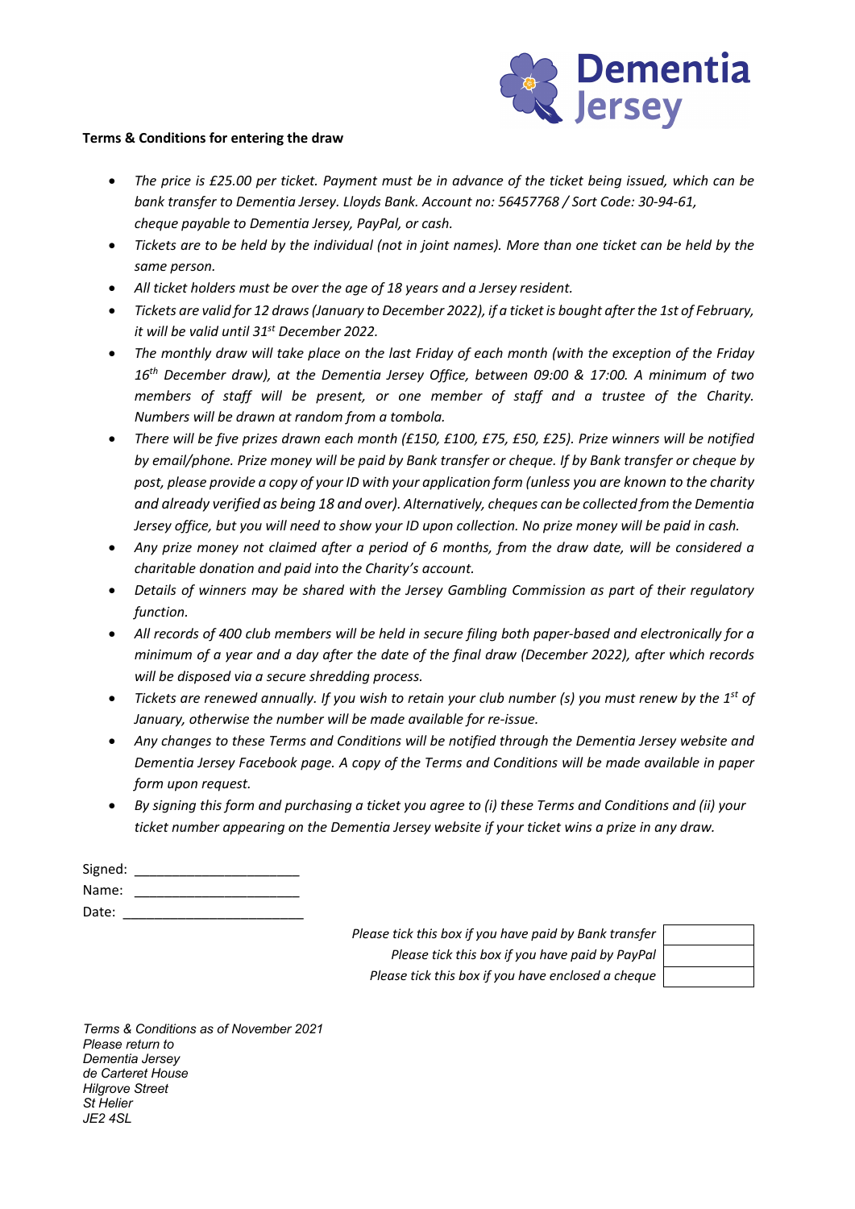Dementia Jersey

**Terms & Conditions for entering the draw**

- *The price is £25.00 per ticket. Payment must be in advance of the ticket being issued, which can be bank transfer to Dementia Jersey. Lloyds Bank. Account no: 56457768 / Sort Code: 30-94-61, cheque payable to Dementia Jersey, PayPal, or cash.*
- *Tickets are to be held by the individual (not in joint names). More than one ticket can be held by the same person.*
- *All ticket holders must be over the age of 18 years and a Jersey resident.*
- *Tickets are valid for 12 draws (January to December 2022), if a ticket is bought after the 1st of February, it will be valid until 31st December 2022.*
- *The monthly draw will take place on the last Friday of each month (with the exception of the Friday 16th December draw), at the Dementia Jersey Office, between 09:00 & 17:00. A minimum of two members of staff will be present, or one member of staff and a trustee of the Charity. Numbers will be drawn at random from a tombola.*
- *There will be five prizes drawn each month (£150, £100, £75, £50, £25). Prize winners will be notified by email/phone. Prize money will be paid by Bank transfer or cheque. If by Bank transfer or cheque by post, please provide a copy of your ID with your application form (unless you are known to the charity and already verified as being 18 and over). Alternatively, cheques can be collected from the Dementia Jersey office, but you will need to show your ID upon collection. No prize money will be paid in cash.*
- *Any prize money not claimed after a period of 6 months, from the draw date, will be considered a charitable donation and paid into the Charity's account.*
- *Details of winners may be shared with the Jersey Gambling Commission as part of their regulatory function.*
- *All records of 400 club members will be held in secure filing both paper-based and electronically for a minimum of a year and a day after the date of the final draw (December 2022), after which records will be disposed via a secure shredding process.*
- *Tickets are renewed annually. If you wish to retain your club number (s) you must renew by the 1st of January, otherwise the number will be made available for re-issue.*
- *Any changes to these Terms and Conditions will be notified through the Dementia Jersey website and Dementia Jersey Facebook page. A copy of the Terms and Conditions will be made available in paper form upon request.*
- *By signing this form and purchasing a ticket you agree to (i) these Terms and Conditions and (ii) your ticket number appearing on the Dementia Jersey website if your ticket wins a prize in any draw.*

Signed: ____________________

Name: ____________________

Date: ______________________

| | |
|---|---|
| *Please tick this box if you have paid by Bank transfer* | |
| *Please tick this box if you have paid by PayPal* | |
| *Please tick this box if you have enclosed a cheque* | |

*Terms & Conditions as of November 2021*
*Please return to*
*Dementia Jersey*
*de Carteret House*
*Hilgrove Street*
*St Helier*
*JE2 4SL*